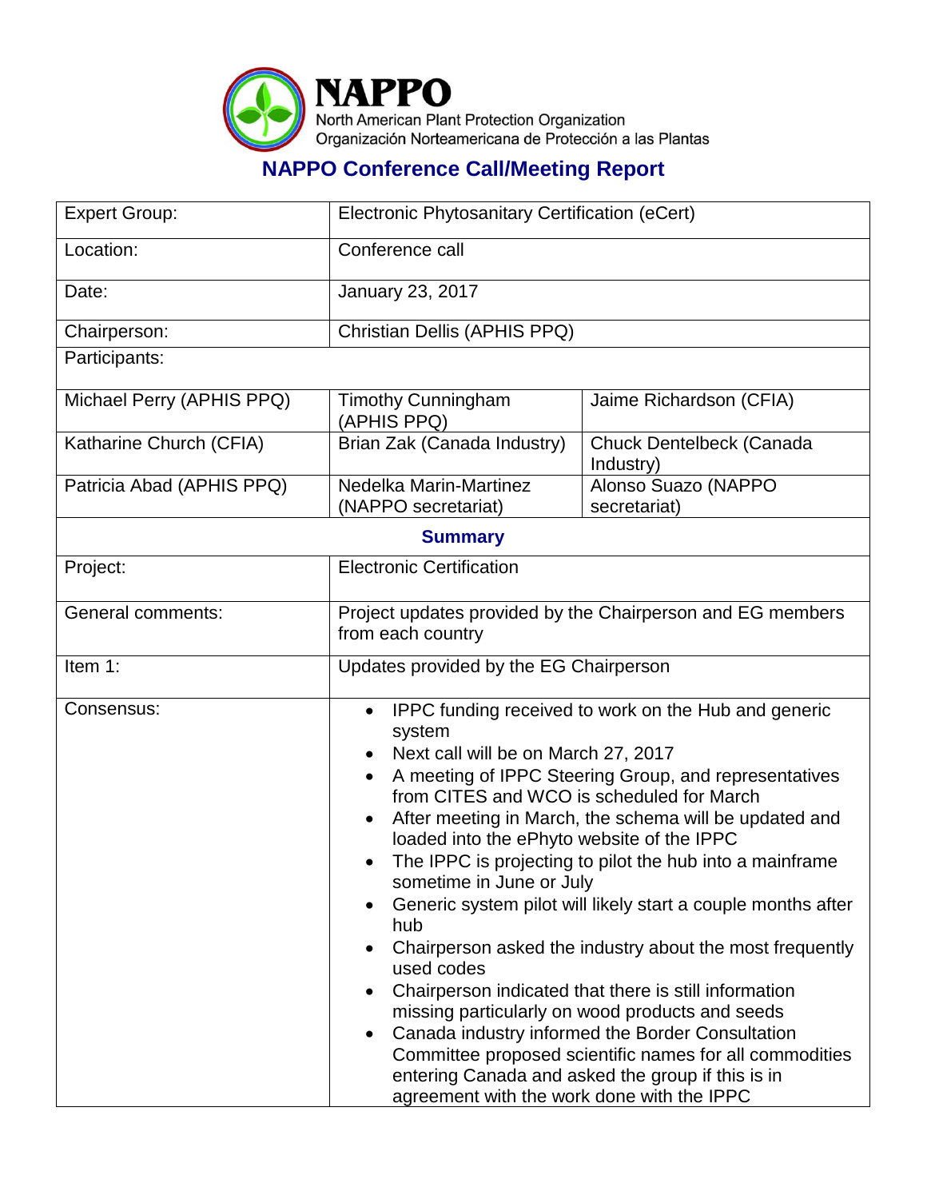# NAPPO

North American Plant Protection Organization
Organización Norteamericana de Protección a las Plantas

## NAPPO Conference Call/Meeting Report

| Expert Group: | Electronic Phytosanitary Certification (eCert) | |
|---|---|---|
| Location: | Conference call | |
| Date: | January 23, 2017 | |
| Chairperson: | Christian Dellis (APHIS PPQ) | |
| Participants: | | |
| Michael Perry (APHIS PPQ) | Timothy Cunningham (APHIS PPQ) | Jaime Richardson (CFIA) |
| Katharine Church (CFIA) | Brian Zak (Canada Industry) | Chuck Dentelbeck (Canada Industry) |
| Patricia Abad (APHIS PPQ) | Nedelka Marin-Martinez (NAPPO secretariat) | Alonso Suazo (NAPPO secretariat) |
| **Summary** | | |
| Project: | Electronic Certification | |
| General comments: | Project updates provided by the Chairperson and EG members from each country | |
| Item 1: | Updates provided by the EG Chairperson | |
| Consensus: | • IPPC funding received to work on the Hub and generic system<br>• Next call will be on March 27, 2017<br>• A meeting of IPPC Steering Group, and representatives from CITES and WCO is scheduled for March<br>• After meeting in March, the schema will be updated and loaded into the ePhyto website of the IPPC<br>• The IPPC is projecting to pilot the hub into a mainframe sometime in June or July<br>• Generic system pilot will likely start a couple months after hub<br>• Chairperson asked the industry about the most frequently used codes<br>• Chairperson indicated that there is still information missing particularly on wood products and seeds<br>• Canada industry informed the Border Consultation Committee proposed scientific names for all commodities entering Canada and asked the group if this is in agreement with the work done with the IPPC | |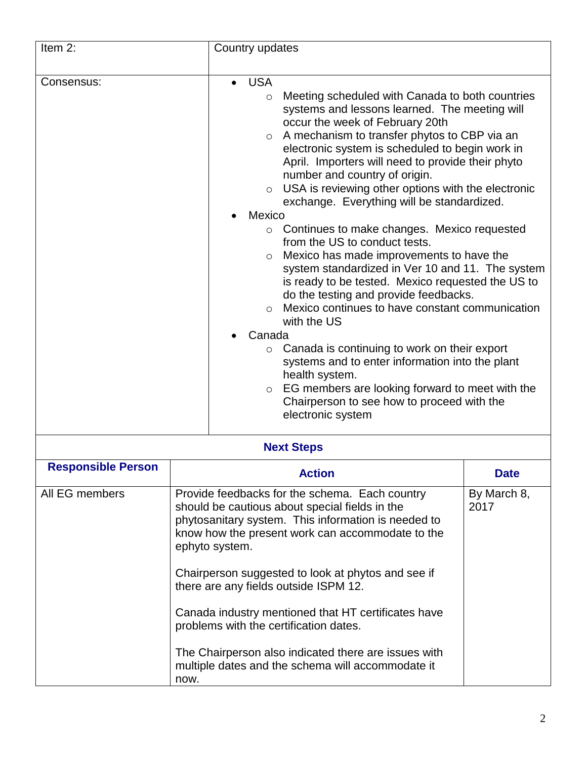| Item 2: | Country updates |
| --- | --- |
| Consensus: | • USA<br>  ○ Meeting scheduled with Canada to both countries systems and lessons learned. The meeting will occur the week of February 20th<br>  ○ A mechanism to transfer phytos to CBP via an electronic system is scheduled to begin work in April. Importers will need to provide their phyto number and country of origin.<br>  ○ USA is reviewing other options with the electronic exchange. Everything will be standardized.<br>• Mexico<br>  ○ Continues to make changes. Mexico requested from the US to conduct tests.<br>  ○ Mexico has made improvements to have the system standardized in Ver 10 and 11. The system is ready to be tested. Mexico requested the US to do the testing and provide feedbacks.<br>  ○ Mexico continues to have constant communication with the US<br>• Canada<br>  ○ Canada is continuing to work on their export systems and to enter information into the plant health system.<br>  ○ EG members are looking forward to meet with the Chairperson to see how to proceed with the electronic system |

**Next Steps**

| Responsible Person | Action | Date |
| --- | --- | --- |
| All EG members | Provide feedbacks for the schema. Each country should be cautious about special fields in the phytosanitary system. This information is needed to know how the present work can accommodate to the ephyto system.<br><br>Chairperson suggested to look at phytos and see if there are any fields outside ISPM 12.<br><br>Canada industry mentioned that HT certificates have problems with the certification dates.<br><br>The Chairperson also indicated there are issues with multiple dates and the schema will accommodate it now. | By March 8, 2017 |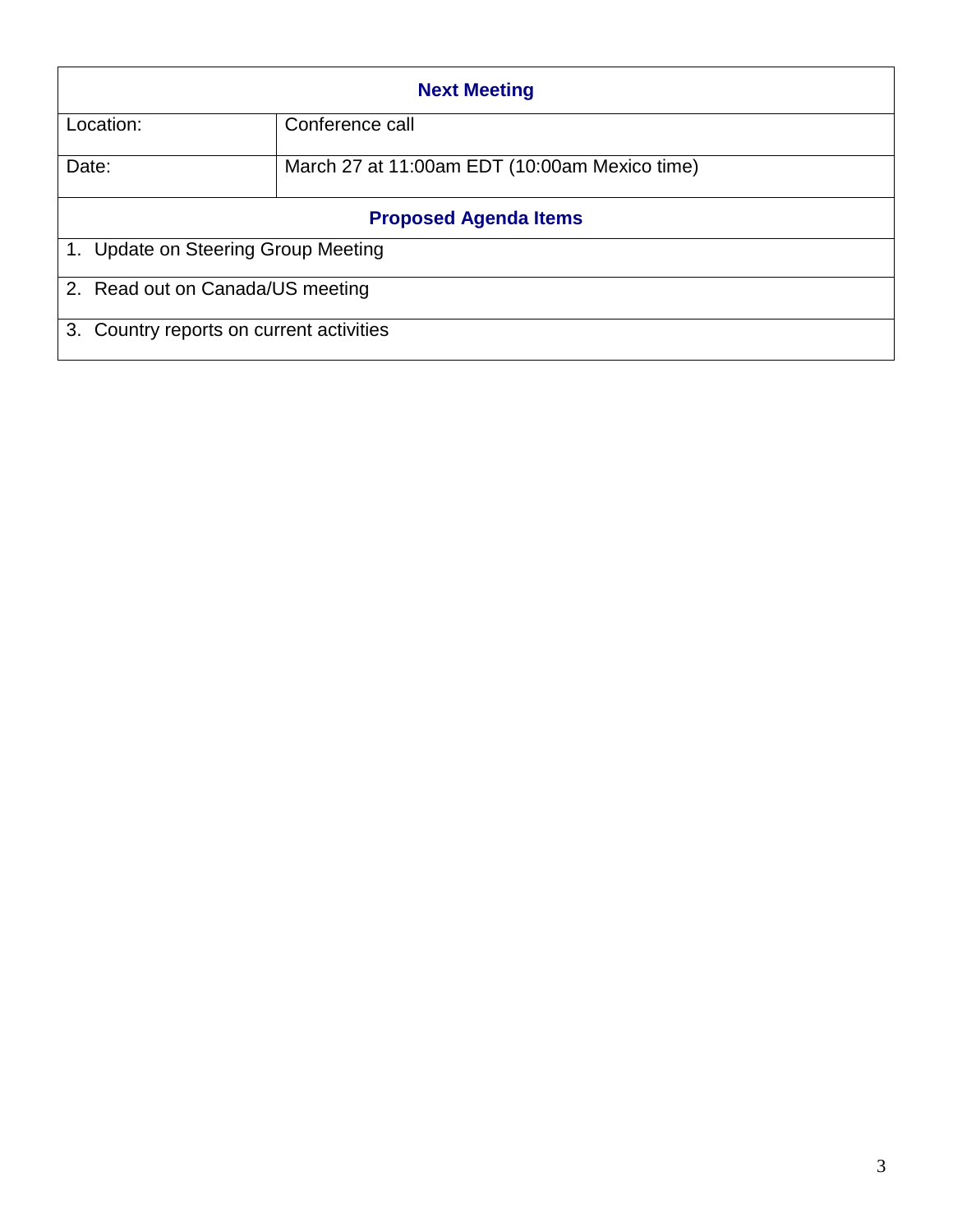| Next Meeting | |
|---|---|
| Location: | Conference call |
| Date: | March 27 at 11:00am EDT (10:00am Mexico time) |
| **Proposed Agenda Items** | |
| 1. Update on Steering Group Meeting | |
| 2. Read out on Canada/US meeting | |
| 3. Country reports on current activities | |